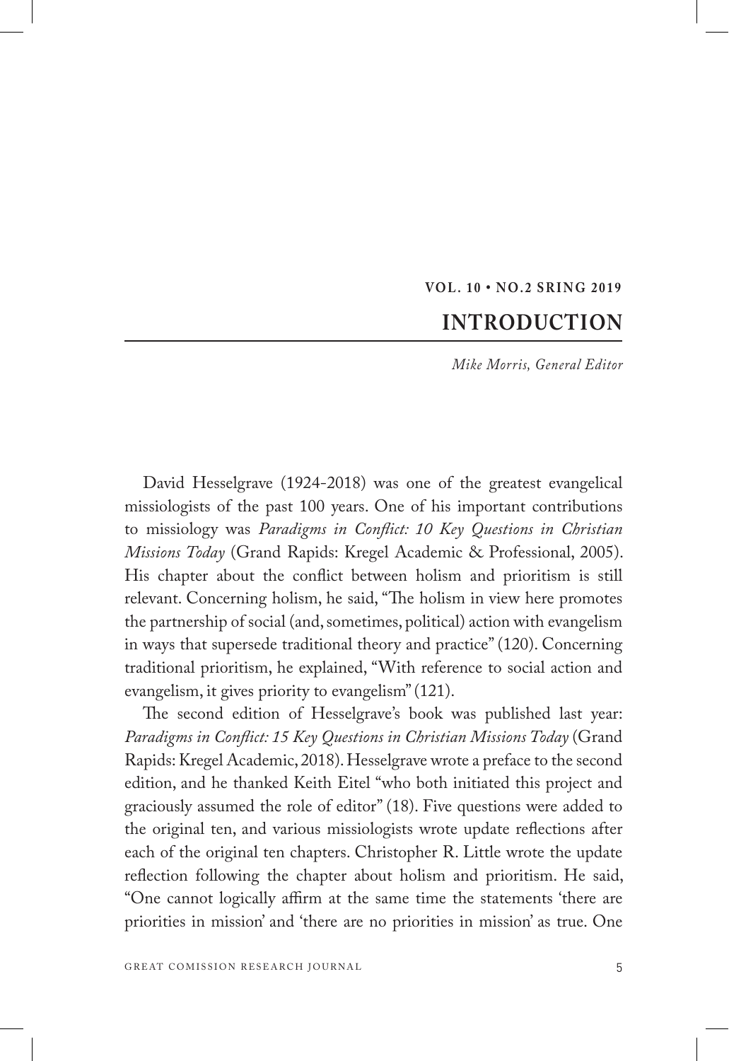# INTRODUCTION

*Mike Morris, General Editor*

David Hesselgrave (1924-2018) was one of the greatest evangelical missiologists of the past 100 years. One of his important contributions to missiology was *Paradigms in Conflict: 10 Key Questions in Christian Missions Today* (Grand Rapids: Kregel Academic & Professional, 2005). His chapter about the conflict between holism and prioritism is still relevant. Concerning holism, he said, "The holism in view here promotes the partnership of social (and, sometimes, political) action with evangelism in ways that supersede traditional theory and practice" (120). Concerning traditional prioritism, he explained, "With reference to social action and evangelism, it gives priority to evangelism" (121).

The second edition of Hesselgrave's book was published last year: *Paradigms in Conflict: 15 Key Questions in Christian Missions Today* (Grand Rapids: Kregel Academic, 2018). Hesselgrave wrote a preface to the second edition, and he thanked Keith Eitel "who both initiated this project and graciously assumed the role of editor" (18). Five questions were added to the original ten, and various missiologists wrote update reflections after each of the original ten chapters. Christopher R. Little wrote the update reflection following the chapter about holism and prioritism. He said, "One cannot logically affirm at the same time the statements 'there are priorities in mission' and 'there are no priorities in mission' as true. One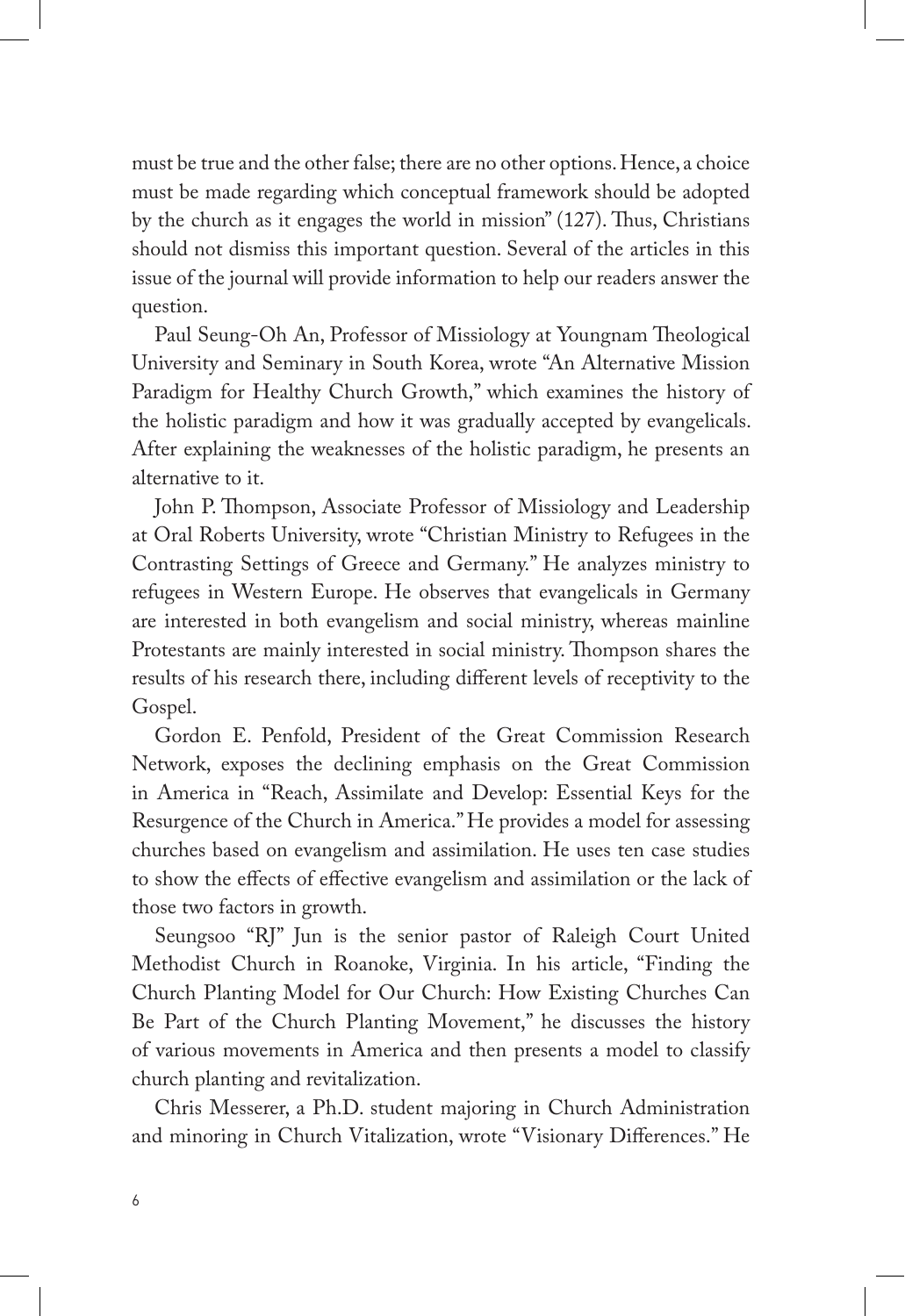must be true and the other false; there are no other options. Hence, a choice must be made regarding which conceptual framework should be adopted by the church as it engages the world in mission" (127). Thus, Christians should not dismiss this important question. Several of the articles in this issue of the journal will provide information to help our readers answer the question.

Paul Seung-Oh An, Professor of Missiology at Youngnam Theological University and Seminary in South Korea, wrote "An Alternative Mission Paradigm for Healthy Church Growth," which examines the history of the holistic paradigm and how it was gradually accepted by evangelicals. After explaining the weaknesses of the holistic paradigm, he presents an alternative to it.

John P. Thompson, Associate Professor of Missiology and Leadership at Oral Roberts University, wrote "Christian Ministry to Refugees in the Contrasting Settings of Greece and Germany." He analyzes ministry to refugees in Western Europe. He observes that evangelicals in Germany are interested in both evangelism and social ministry, whereas mainline Protestants are mainly interested in social ministry. Thompson shares the results of his research there, including different levels of receptivity to the Gospel.

Gordon E. Penfold, President of the Great Commission Research Network, exposes the declining emphasis on the Great Commission in America in "Reach, Assimilate and Develop: Essential Keys for the Resurgence of the Church in America." He provides a model for assessing churches based on evangelism and assimilation. He uses ten case studies to show the effects of effective evangelism and assimilation or the lack of those two factors in growth.

Seungsoo "RJ" Jun is the senior pastor of Raleigh Court United Methodist Church in Roanoke, Virginia. In his article, "Finding the Church Planting Model for Our Church: How Existing Churches Can Be Part of the Church Planting Movement," he discusses the history of various movements in America and then presents a model to classify church planting and revitalization.

Chris Messerer, a Ph.D. student majoring in Church Administration and minoring in Church Vitalization, wrote "Visionary Differences." He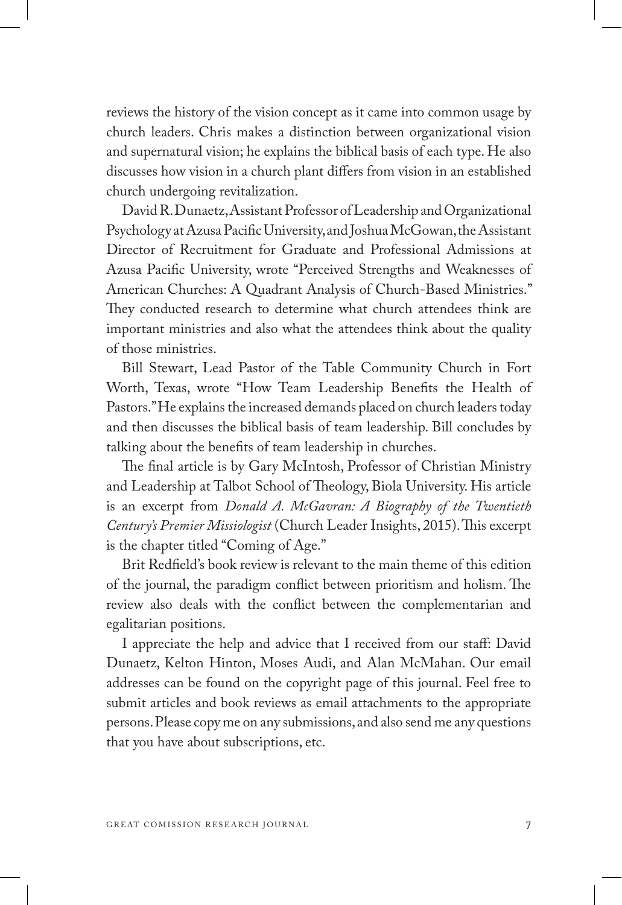reviews the history of the vision concept as it came into common usage by church leaders. Chris makes a distinction between organizational vision and supernatural vision; he explains the biblical basis of each type. He also discusses how vision in a church plant differs from vision in an established church undergoing revitalization.

David R. Dunaetz, Assistant Professor of Leadership and Organizational Psychology at Azusa Pacific University, and Joshua McGowan, the Assistant Director of Recruitment for Graduate and Professional Admissions at Azusa Pacific University, wrote "Perceived Strengths and Weaknesses of American Churches: A Quadrant Analysis of Church-Based Ministries." They conducted research to determine what church attendees think are important ministries and also what the attendees think about the quality of those ministries.

Bill Stewart, Lead Pastor of the Table Community Church in Fort Worth, Texas, wrote "How Team Leadership Benefits the Health of Pastors." He explains the increased demands placed on church leaders today and then discusses the biblical basis of team leadership. Bill concludes by talking about the benefits of team leadership in churches.

The final article is by Gary McIntosh, Professor of Christian Ministry and Leadership at Talbot School of Theology, Biola University. His article is an excerpt from *Donald A. McGavran: A Biography of the Twentieth Century's Premier Missiologist* (Church Leader Insights, 2015). This excerpt is the chapter titled "Coming of Age."

Brit Redfield's book review is relevant to the main theme of this edition of the journal, the paradigm conflict between prioritism and holism. The review also deals with the conflict between the complementarian and egalitarian positions.

I appreciate the help and advice that I received from our staff: David Dunaetz, Kelton Hinton, Moses Audi, and Alan McMahan. Our email addresses can be found on the copyright page of this journal. Feel free to submit articles and book reviews as email attachments to the appropriate persons. Please copy me on any submissions, and also send me any questions that you have about subscriptions, etc.